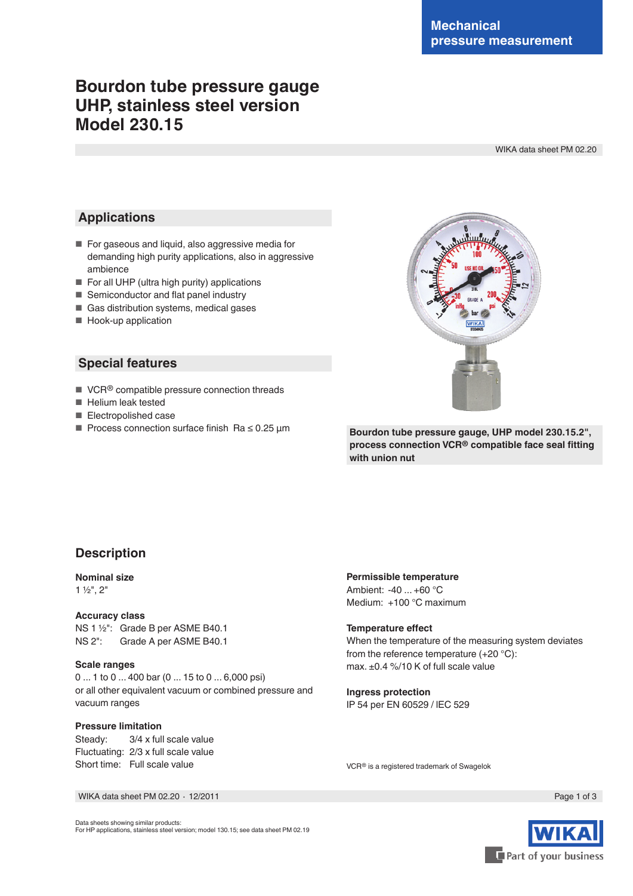Mechanical pressure measurement

# Bourdon tube pressure gauge UHP, stainless steel version Model 230.15

WIKA data sheet PM 02.20

## Applications

- For gaseous and liquid, also aggressive media for demanding high purity applications, also in aggressive ambience
- For all UHP (ultra high purity) applications
- Semiconductor and flat panel industry
- Gas distribution systems, medical gases
- Hook-up application

## Special features

- VCR® compatible pressure connection threads
- Helium leak tested
- Electropolished case
- Process connection surface finish Ra ≤ 0.25 µm

**Bourdon tube pressure gauge, UHP model 230.15.2", process connection VCR® compatible face seal fitting with union nut**

## Description

**Nominal size**
1 ½", 2"

**Accuracy class**
NS 1 ½": Grade B per ASME B40.1
NS 2": Grade A per ASME B40.1

**Scale ranges**
0 ... 1 to 0 ... 400 bar (0 ... 15 to 0 ... 6,000 psi)
or all other equivalent vacuum or combined pressure and vacuum ranges

**Pressure limitation**
Steady: 3/4 x full scale value
Fluctuating: 2/3 x full scale value
Short time: Full scale value

**Permissible temperature**
Ambient: -40 ... +60 °C
Medium: +100 °C maximum

**Temperature effect**
When the temperature of the measuring system deviates from the reference temperature (+20 °C):
max. ±0.4 %/10 K of full scale value

**Ingress protection**
IP 54 per EN 60529 / lEC 529

VCR® is a registered trademark of Swagelok

WIKA data sheet PM 02.20 · 12/2011

Data sheets showing similar products:
For HP applications, stainless steel version; model 130.15; see data sheet PM 02.19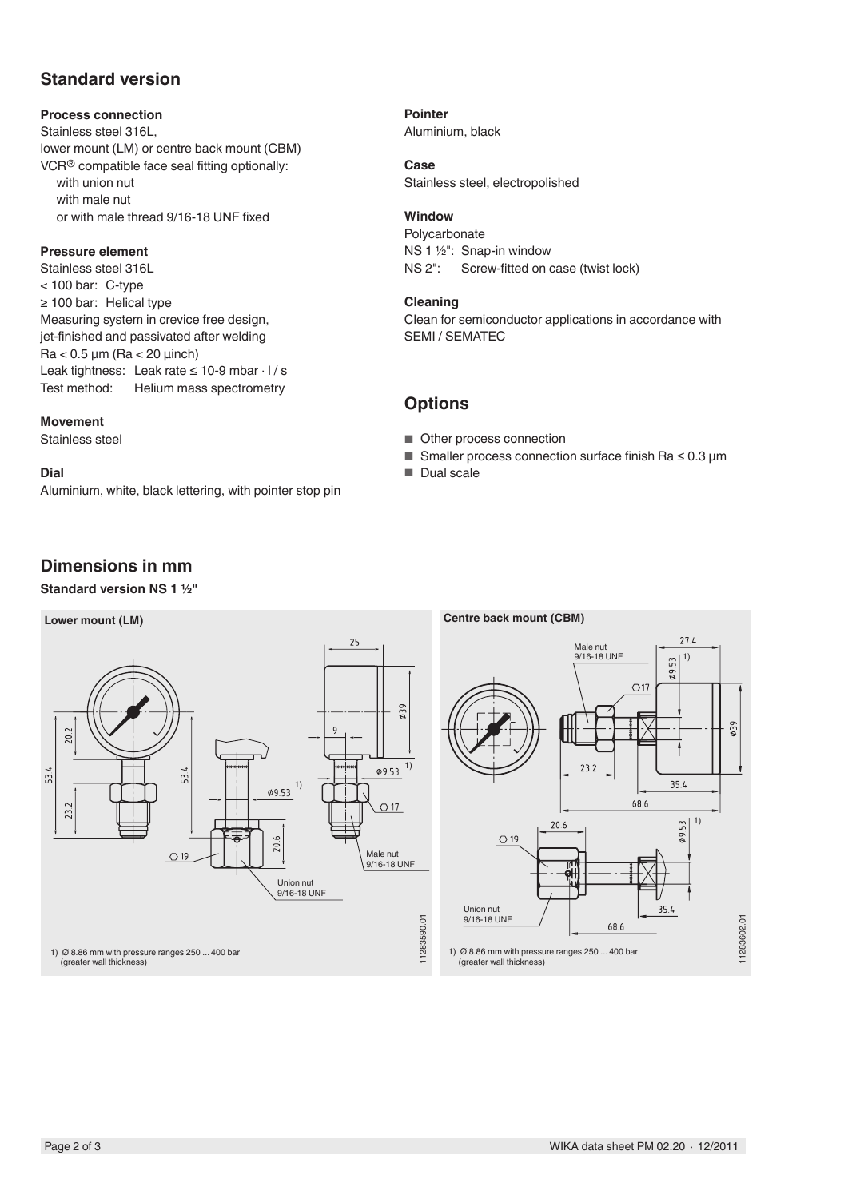## Standard version

### Process connection

Stainless steel 316L,
lower mount (LM) or centre back mount (CBM)
VCR® compatible face seal fitting optionally:
with union nut
with male nut
or with male thread 9/16-18 UNF fixed

### Pressure element

Stainless steel 316L
< 100 bar: C-type
≥ 100 bar: Helical type
Measuring system in crevice free design, jet-finished and passivated after welding
Ra < 0.5 µm (Ra < 20 µinch)
Leak tightness: Leak rate ≤ 10-9 mbar · l / s
Test method: Helium mass spectrometry

### Movement

Stainless steel

### Dial

Aluminium, white, black lettering, with pointer stop pin

### Pointer

Aluminium, black

### Case

Stainless steel, electropolished

### Window

Polycarbonate
NS 1 ½": Snap-in window
NS 2": Screw-fitted on case (twist lock)

### Cleaning

Clean for semiconductor applications in accordance with SEMI / SEMATEC

## Options

- Other process connection
- Smaller process connection surface finish Ra ≤ 0.3 µm
- Dual scale

## Dimensions in mm

### Standard version NS 1 ½"

**Lower mount (LM)**

25, Ø39, 9, Ø9.53 [1), 20.2, 53.4, 23.2, 53.4, Ø9.53 [1), 20.6, ⬡ 19, ⬡ 17, Male nut 9/16-18 UNF, Union nut 9/16-18 UNF

11283590.01

1) Ø 8.86 mm with pressure ranges 250 ... 400 bar (greater wall thickness)

**Centre back mount (CBM)**

Male nut 9/16-18 UNF, 27.4, Ø9.53 [1), ⬡ 17, Ø39, 23.2, 35.4, 68.6, 20.6, ⬡ 19, Ø9.53 [1), 35.4, 68.6, Union nut 9/16-18 UNF

11283602.01

1) Ø 8.86 mm with pressure ranges 250 ... 400 bar (greater wall thickness)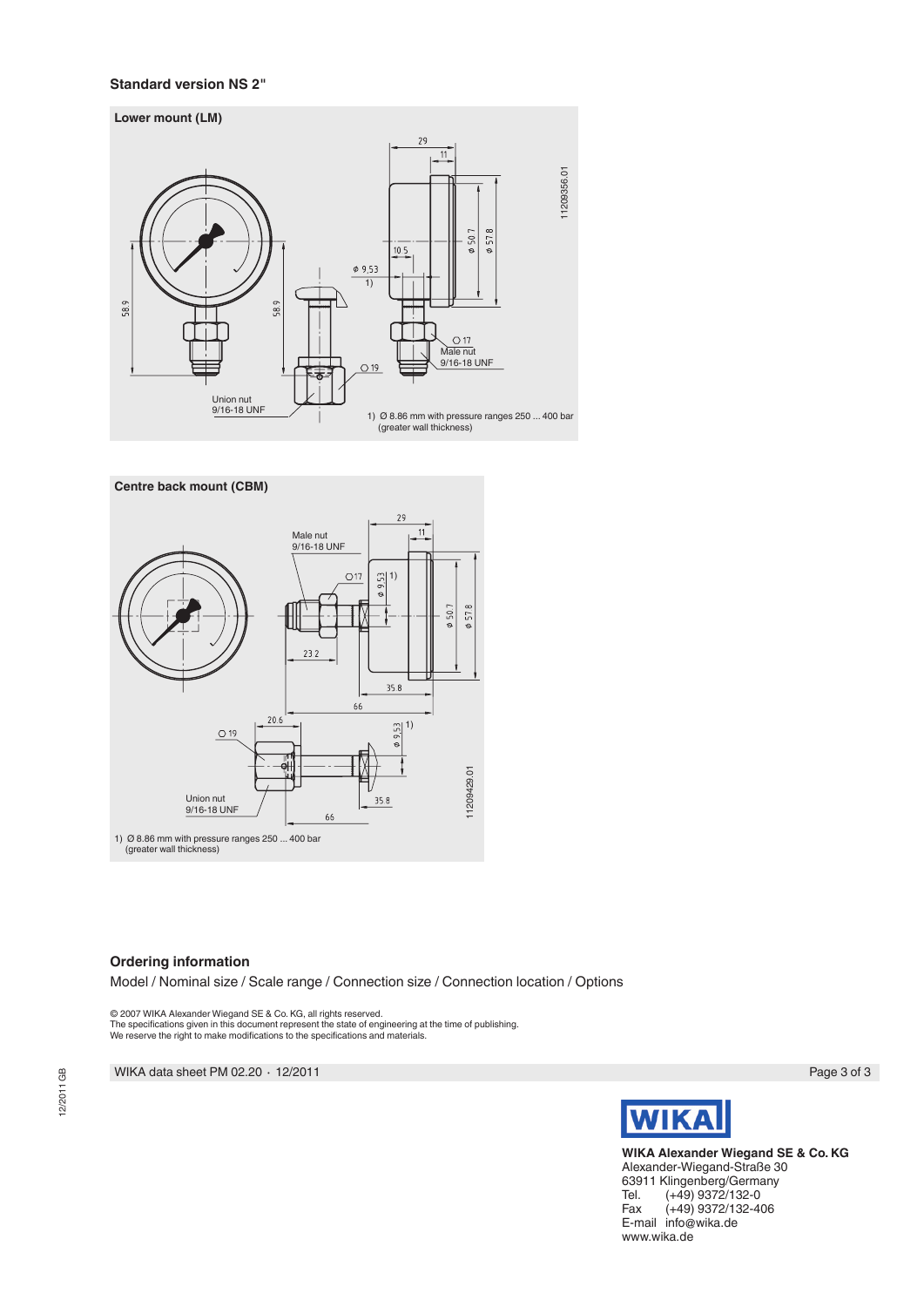### Standard version NS 2"

**Lower mount (LM)**

29

11

11209356.01

⌀ 50.7

⌀ 57.8

10.5

⌀ 9.53

1)

58.9

58.9

○ 17

Male nut
9/16-18 UNF

○ 19

Union nut
9/16-18 UNF

1) Ø 8.86 mm with pressure ranges 250 ... 400 bar
(greater wall thickness)

**Centre back mount (CBM)**

29

11

Male nut
9/16-18 UNF

○ 17

⌀ 9.53

1)

⌀ 50.7

⌀ 57.8

23.2

35.8

66

20.6

○ 19

⌀ 9.53

1)

Union nut
9/16-18 UNF

35.8

66

11209429.01

1) Ø 8.86 mm with pressure ranges 250 ... 400 bar
(greater wall thickness)

### Ordering information

Model / Nominal size / Scale range / Connection size / Connection location / Options

© 2007 WIKA Alexander Wiegand SE & Co. KG, all rights reserved.
The specifications given in this document represent the state of engineering at the time of publishing.
We reserve the right to make modifications to the specifications and materials.

WIKA data sheet PM 02.20 · 12/2011

**WIKA Alexander Wiegand SE & Co. KG**
Alexander-Wiegand-Straße 30
63911 Klingenberg/Germany
Tel. (+49) 9372/132-0
Fax (+49) 9372/132-406
E-mail info@wika.de
www.wika.de